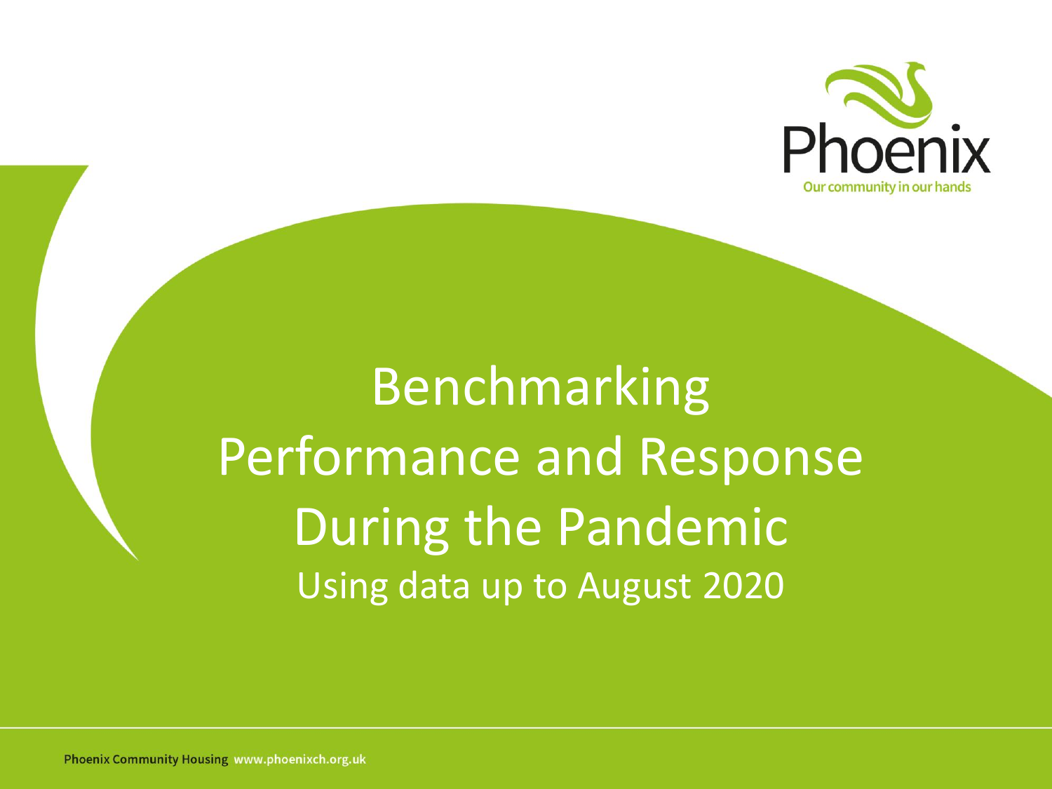Phoenix

Our community in our hands

# Benchmarking Performance and Response During the Pandemic

Using data up to August 2020

Phoenix Community Housing www.phoenixch.org.uk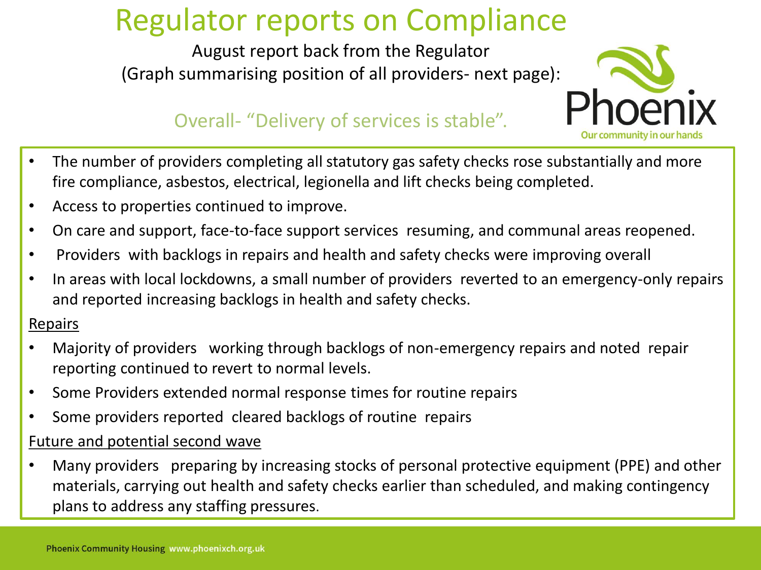# Regulator reports on Compliance

August report back from the Regulator

(Graph summarising position of all providers- next page):

Overall- "Delivery of services is stable".

- The number of providers completing all statutory gas safety checks rose substantially and more fire compliance, asbestos, electrical, legionella and lift checks being completed.
- Access to properties continued to improve.
- On care and support, face-to-face support services resuming, and communal areas reopened.
- Providers with backlogs in repairs and health and safety checks were improving overall
- In areas with local lockdowns, a small number of providers reverted to an emergency-only repairs and reported increasing backlogs in health and safety checks.

<u>Repairs</u>

- Majority of providers working through backlogs of non-emergency repairs and noted repair reporting continued to revert to normal levels.
- Some Providers extended normal response times for routine repairs
- Some providers reported cleared backlogs of routine repairs

<u>Future and potential second wave</u>

- Many providers preparing by increasing stocks of personal protective equipment (PPE) and other materials, carrying out health and safety checks earlier than scheduled, and making contingency plans to address any staffing pressures.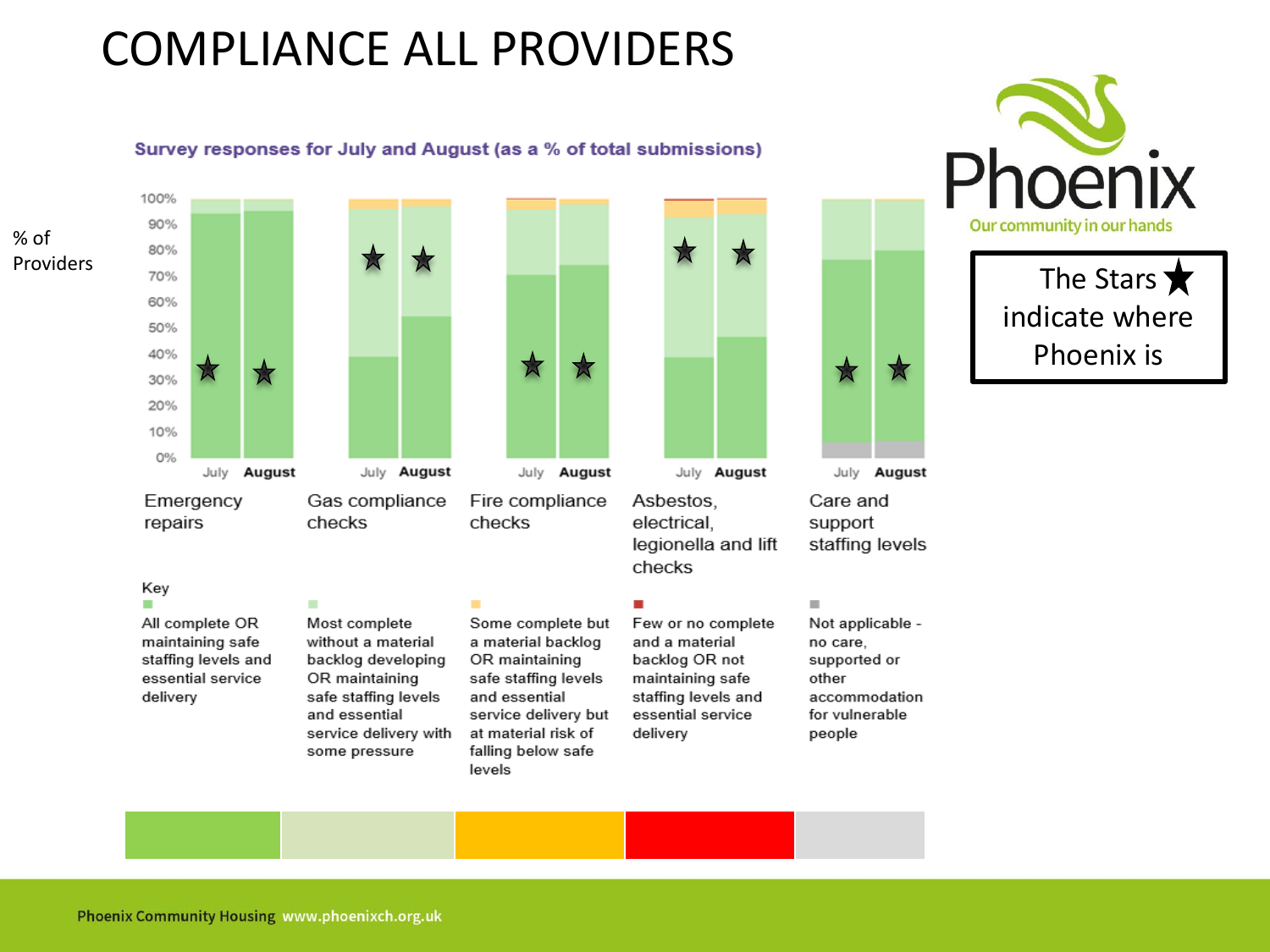# COMPLIANCE ALL PROVIDERS

**Survey responses for July and August (as a % of total submissions)**

% of Providers

100%
90%
80%
70%
60%
50%
40%
30%
20%
10%
0%

July August — Emergency repairs

July August — Gas compliance checks

July August — Fire compliance checks

July August — Asbestos, electrical, legionella and lift checks

July August — Care and support staffing levels

Key

- All complete OR maintaining safe staffing levels and essential service delivery
- Most complete without a material backlog developing OR maintaining safe staffing levels and essential service delivery with some pressure
- Some complete but a material backlog OR maintaining safe staffing levels and essential service delivery but at material risk of falling below safe levels
- Few or no complete and a material backlog OR not maintaining safe staffing levels and essential service delivery
- Not applicable - no care, supported or other accommodation for vulnerable people

Phoenix
Our community in our hands

The Stars ★ indicate where Phoenix is

Phoenix Community Housing www.phoenixch.org.uk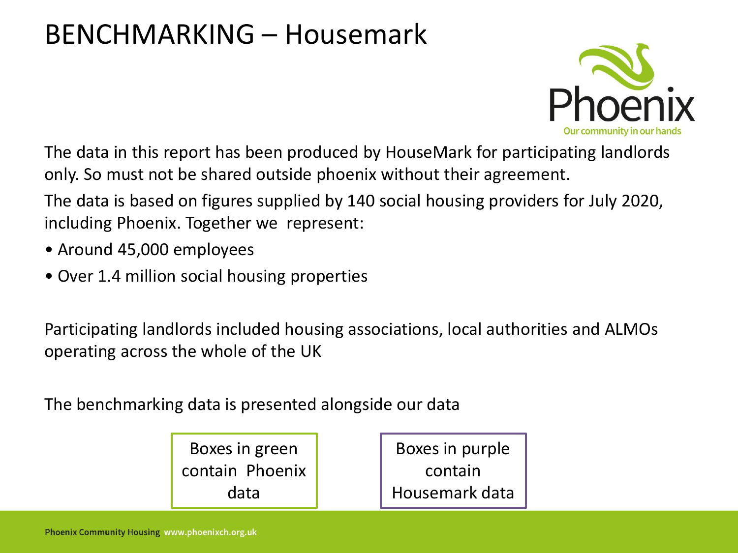# BENCHMARKING – Housemark

The data in this report has been produced by HouseMark for participating landlords only. So must not be shared outside phoenix without their agreement.

The data is based on figures supplied by 140 social housing providers for July 2020, including Phoenix. Together we represent:

- Around 45,000 employees
- Over 1.4 million social housing properties

Participating landlords included housing associations, local authorities and ALMOs operating across the whole of the UK

The benchmarking data is presented alongside our data

Boxes in green contain Phoenix data

Boxes in purple contain Housemark data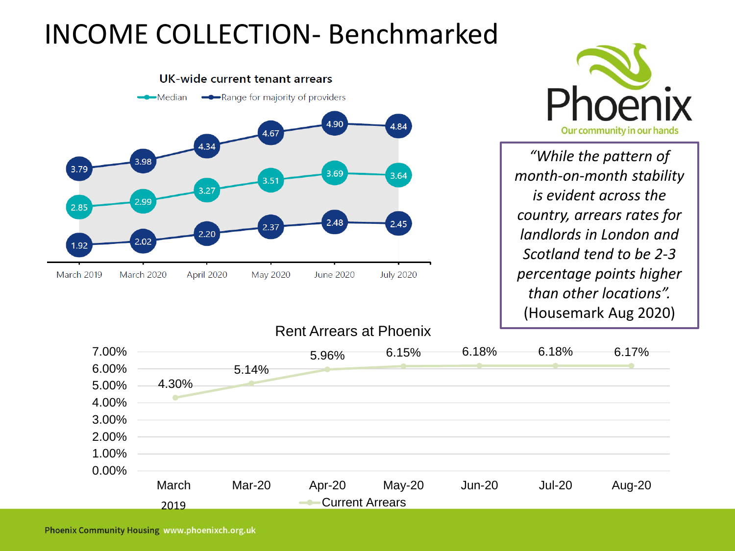# INCOME COLLECTION- Benchmarked

**UK-wide current tenant arrears**

| | March 2019 | March 2020 | April 2020 | May 2020 | June 2020 | July 2020 |
|---|---|---|---|---|---|---|
| Range for majority of providers (upper) | 3.79 | 3.98 | 4.34 | 4.67 | 4.90 | 4.84 |
| Median | 2.85 | 2.99 | 3.27 | 3.51 | 3.69 | 3.64 |
| Range for majority of providers (lower) | 1.92 | 2.02 | 2.20 | 2.37 | 2.48 | 2.45 |

Phoenix
Our community in our hands

*"While the pattern of month-on-month stability is evident across the country, arrears rates for landlords in London and Scotland tend to be 2-3 percentage points higher than other locations".* (Housemark Aug 2020)

**Rent Arrears at Phoenix**

| | March 2019 | Mar-20 | Apr-20 | May-20 | Jun-20 | Jul-20 | Aug-20 |
|---|---|---|---|---|---|---|---|
| Current Arrears | 4.30% | 5.14% | 5.96% | 6.15% | 6.18% | 6.18% | 6.17% |

Phoenix Community Housing www.phoenixch.org.uk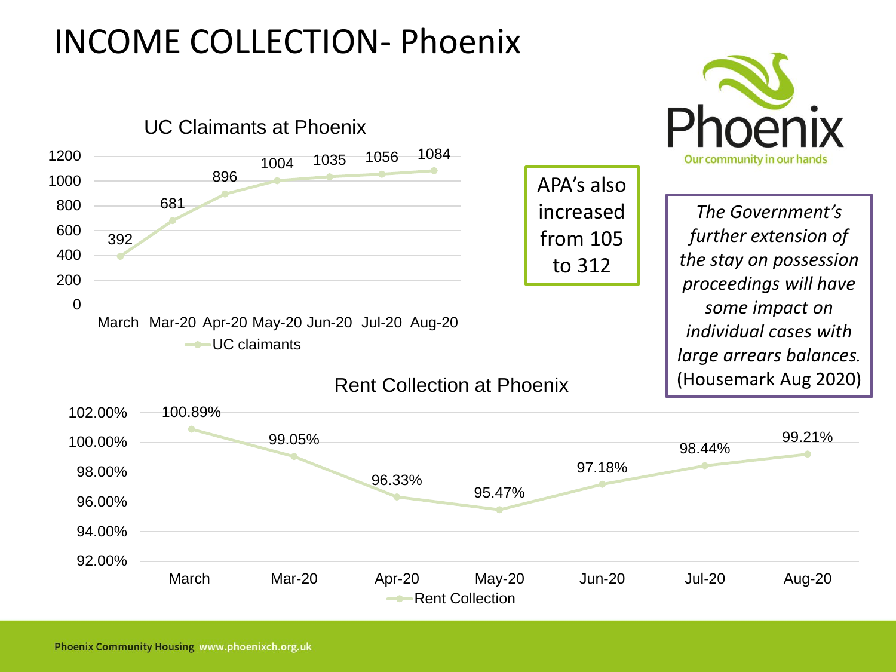# INCOME COLLECTION- Phoenix

### UC Claimants at Phoenix

| | March | Mar-20 | Apr-20 | May-20 | Jun-20 | Jul-20 | Aug-20 |
|---|---|---|---|---|---|---|---|
| UC claimants | 392 | 681 | 896 | 1004 | 1035 | 1056 | 1084 |

APA's also increased from 105 to 312

Phoenix
Our community in our hands

*The Government's further extension of the stay on possession proceedings will have some impact on individual cases with large arrears balances.* (Housemark Aug 2020)

### Rent Collection at Phoenix

| | March | Mar-20 | Apr-20 | May-20 | Jun-20 | Jul-20 | Aug-20 |
|---|---|---|---|---|---|---|---|
| Rent Collection | 100.89% | 99.05% | 96.33% | 95.47% | 97.18% | 98.44% | 99.21% |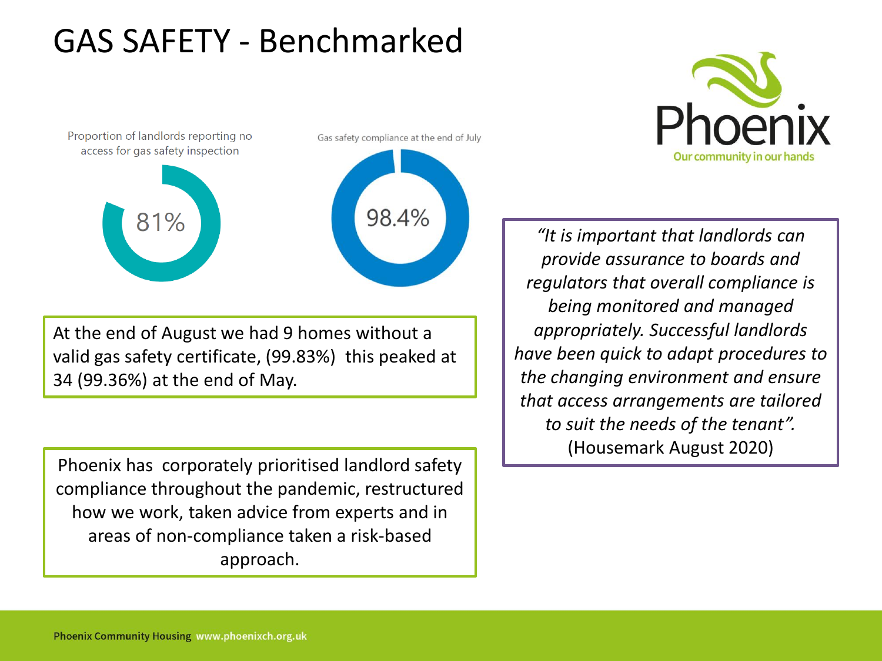# GAS SAFETY - Benchmarked

Proportion of landlords reporting no access for gas safety inspection

81%

Gas safety compliance at the end of July

98.4%

At the end of August we had 9 homes without a valid gas safety certificate, (99.83%) this peaked at 34 (99.36%) at the end of May.

Phoenix has corporately prioritised landlord safety compliance throughout the pandemic, restructured how we work, taken advice from experts and in areas of non-compliance taken a risk-based approach.

Phoenix
Our community in our hands

*"It is important that landlords can provide assurance to boards and regulators that overall compliance is being monitored and managed appropriately. Successful landlords have been quick to adapt procedures to the changing environment and ensure that access arrangements are tailored to suit the needs of the tenant".* (Housemark August 2020)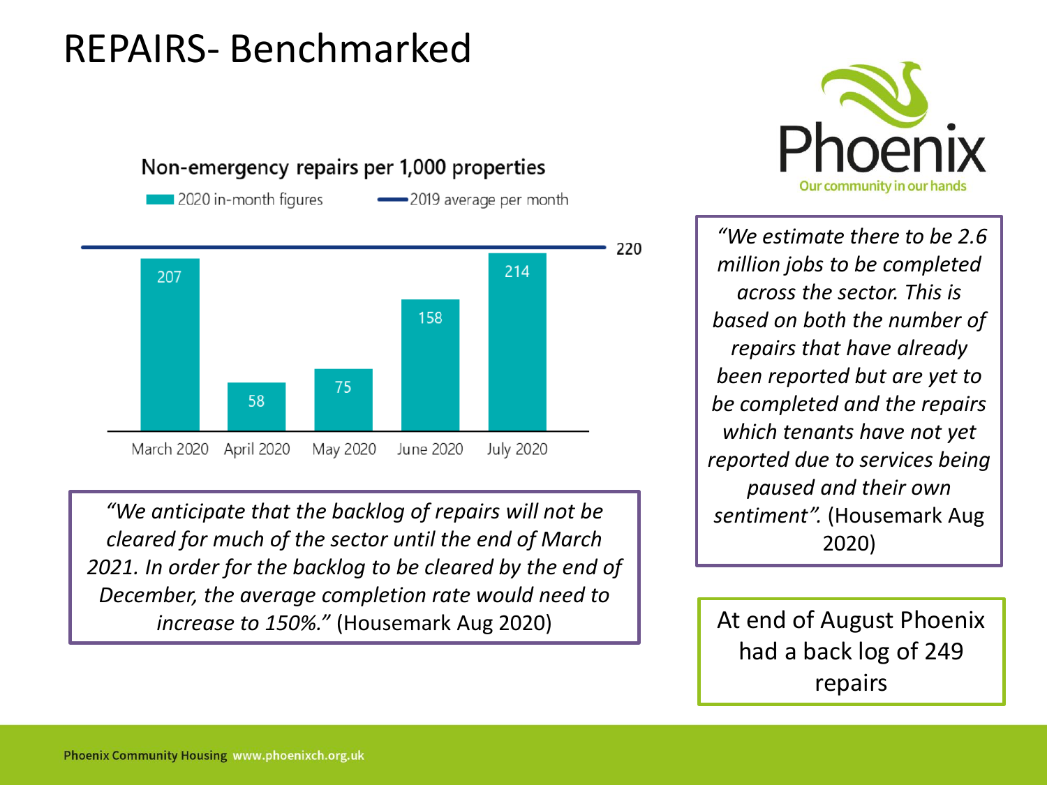# REPAIRS- Benchmarked

**Non-emergency repairs per 1,000 properties**

2020 in-month figures — 2019 average per month: 220

| Month | 2020 in-month figures | 2019 average per month |
|---|---|---|
| March 2020 | 207 | 220 |
| April 2020 | 58 | 220 |
| May 2020 | 75 | 220 |
| June 2020 | 158 | 220 |
| July 2020 | 214 | 220 |

*"We anticipate that the backlog of repairs will not be cleared for much of the sector until the end of March 2021. In order for the backlog to be cleared by the end of December, the average completion rate would need to increase to 150%."* (Housemark Aug 2020)

Phoenix
Our community in our hands

*"We estimate there to be 2.6 million jobs to be completed across the sector. This is based on both the number of repairs that have already been reported but are yet to be completed and the repairs which tenants have not yet reported due to services being paused and their own sentiment".* (Housemark Aug 2020)

At end of August Phoenix had a back log of 249 repairs

Phoenix Community Housing www.phoenixch.org.uk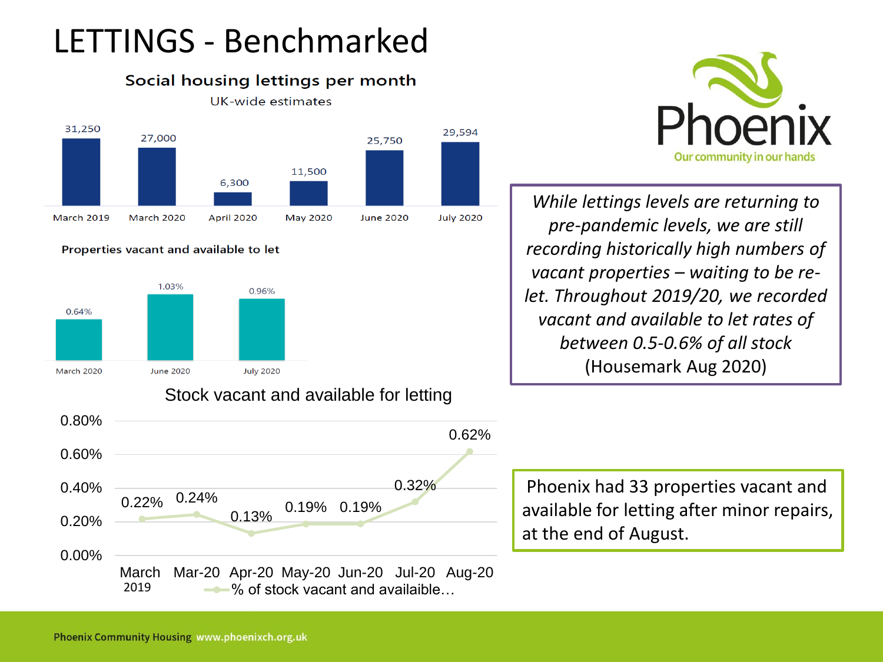# LETTINGS - Benchmarked

**Social housing lettings per month**

UK-wide estimates

| March 2019 | March 2020 | April 2020 | May 2020 | June 2020 | July 2020 |
|---|---|---|---|---|---|
| 31,250 | 27,000 | 6,300 | 11,500 | 25,750 | 29,594 |

**Properties vacant and available to let**

| March 2020 | June 2020 | July 2020 |
|---|---|---|
| 0.64% | 1.03% | 0.96% |

**Stock vacant and available for letting**

| March 2019 | Mar-20 | Apr-20 | May-20 | Jun-20 | Jul-20 | Aug-20 |
|---|---|---|---|---|---|---|
| 0.22% | 0.24% | 0.13% | 0.19% | 0.19% | 0.32% | 0.62% |

% of stock vacant and availible…

Phoenix

Our community in our hands

*While lettings levels are returning to pre-pandemic levels, we are still recording historically high numbers of vacant properties – waiting to be re-let. Throughout 2019/20, we recorded vacant and available to let rates of between 0.5-0.6% of all stock* (Housemark Aug 2020)

Phoenix had 33 properties vacant and available for letting after minor repairs, at the end of August.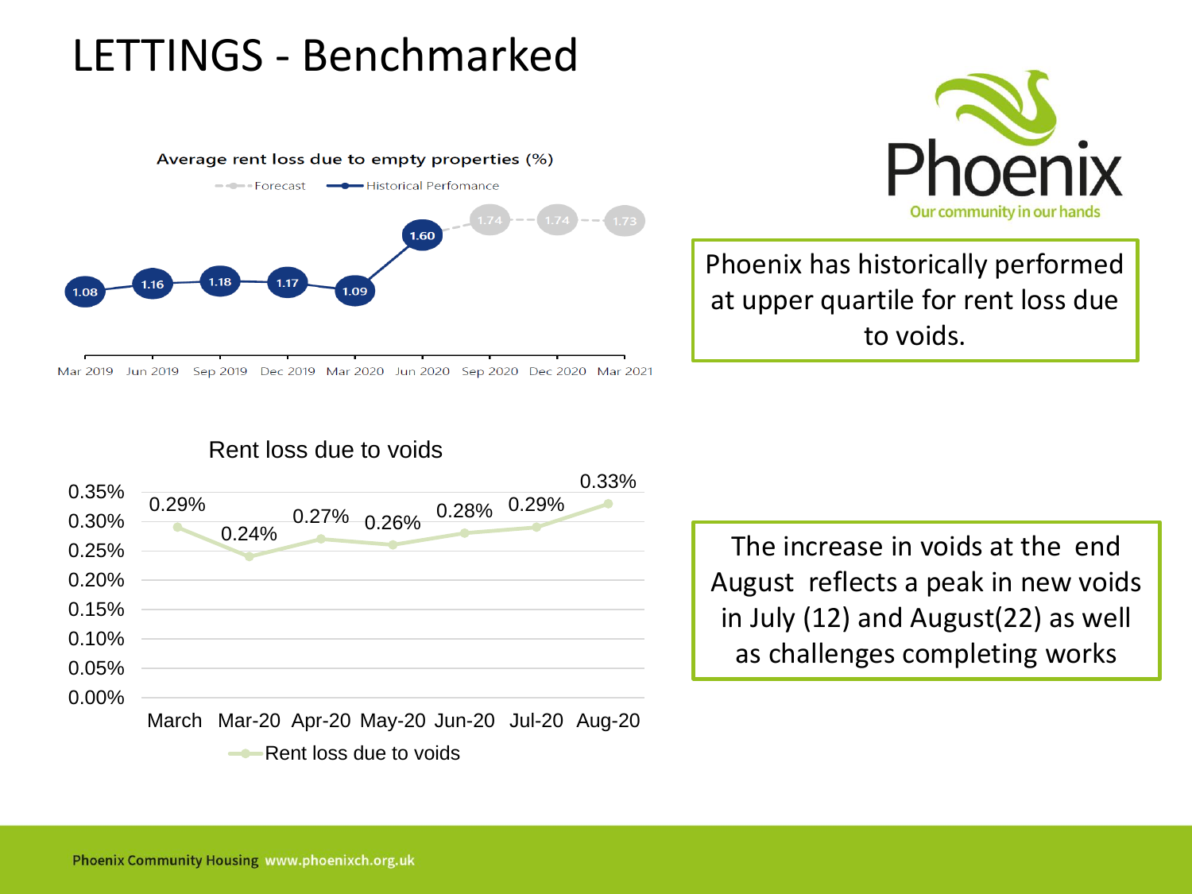# LETTINGS - Benchmarked

**Average rent loss due to empty properties (%)**

Forecast / Historical Perfomance

| | Mar 2019 | Jun 2019 | Sep 2019 | Dec 2019 | Mar 2020 | Jun 2020 | Sep 2020 | Dec 2020 | Mar 2021 |
|---|---|---|---|---|---|---|---|---|---|
| Historical Perfomance | 1.08 | 1.16 | 1.18 | 1.17 | 1.09 | 1.60 | | | |
| Forecast | | | | | | | 1.74 | 1.74 | 1.73 |

Phoenix has historically performed at upper quartile for rent loss due to voids.

**Rent loss due to voids**

| | March | Mar-20 | Apr-20 | May-20 | Jun-20 | Jul-20 | Aug-20 |
|---|---|---|---|---|---|---|---|
| Rent loss due to voids | 0.29% | 0.24% | 0.27% | 0.26% | 0.28% | 0.29% | 0.33% |

The increase in voids at the end August reflects a peak in new voids in July (12) and August(22) as well as challenges completing works

Phoenix Community Housing www.phoenixch.org.uk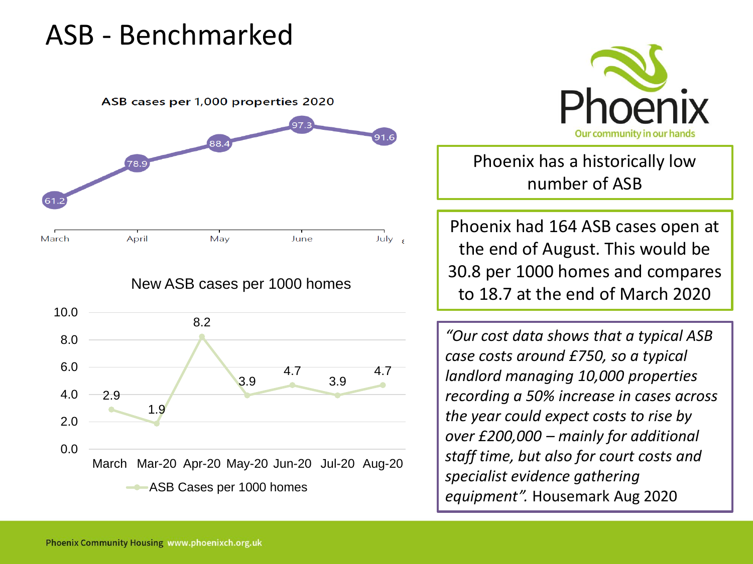# ASB - Benchmarked

**ASB cases per 1,000 properties 2020**

| March | April | May | June | July |
|---|---|---|---|---|
| 61.2 | 78.9 | 88.4 | 97.3 | 91.6 |

**New ASB cases per 1000 homes**

| | March | Mar-20 | Apr-20 | May-20 | Jun-20 | Jul-20 | Aug-20 |
|---|---|---|---|---|---|---|---|
| ASB Cases per 1000 homes | 2.9 | 1.9 | 8.2 | 3.9 | 4.7 | 3.9 | 4.7 |

Phoenix — Our community in our hands

Phoenix has a historically low number of ASB

Phoenix had 164 ASB cases open at the end of August. This would be 30.8 per 1000 homes and compares to 18.7 at the end of March 2020

*"Our cost data shows that a typical ASB case costs around £750, so a typical landlord managing 10,000 properties recording a 50% increase in cases across the year could expect costs to rise by over £200,000 – mainly for additional staff time, but also for court costs and specialist evidence gathering equipment".* Housemark Aug 2020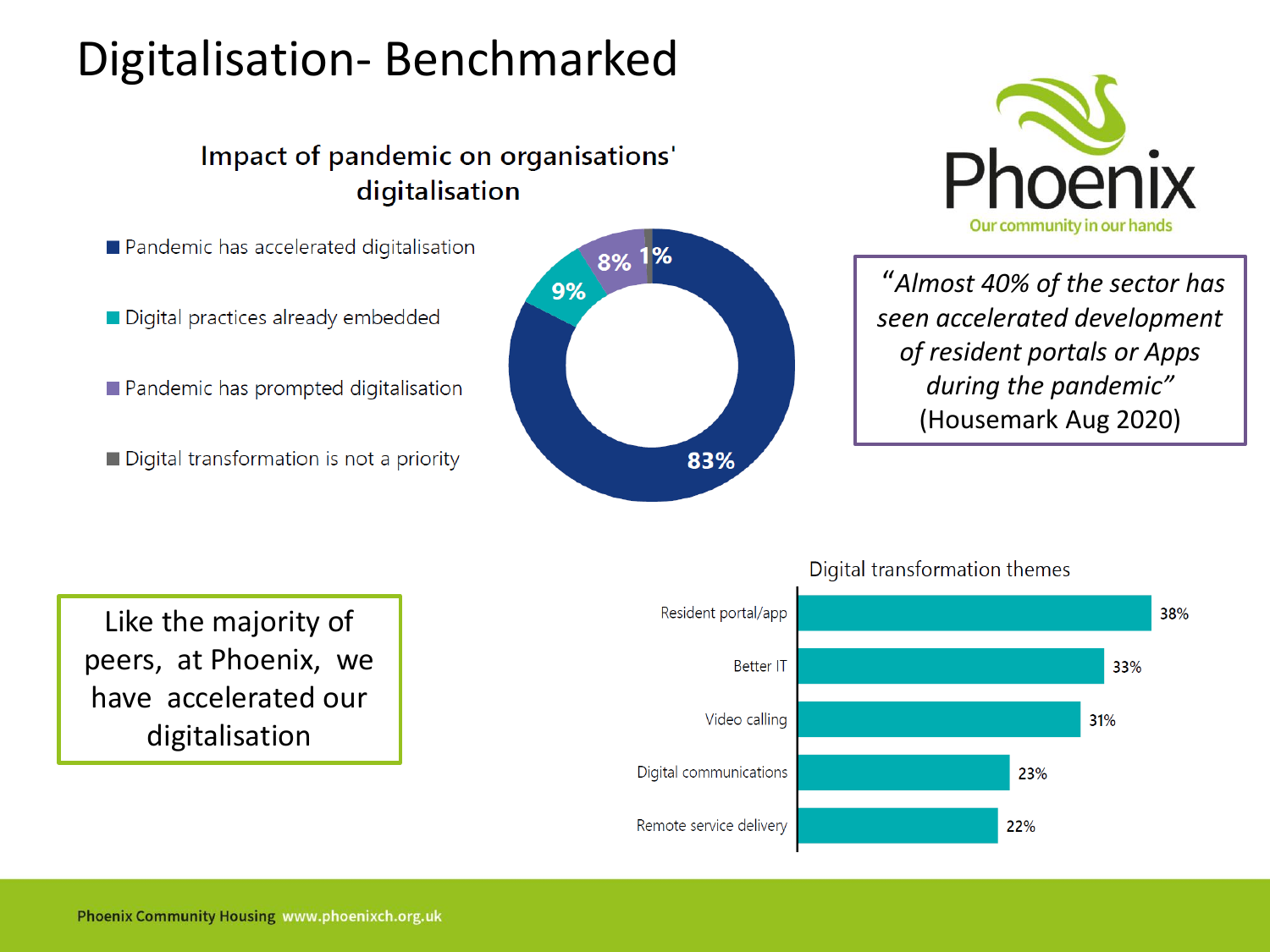# Digitalisation- Benchmarked

### Impact of pandemic on organisations' digitalisation

| Category | Percentage |
| --- | --- |
| Pandemic has accelerated digitalisation | 83% |
| Digital practices already embedded | 9% |
| Pandemic has prompted digitalisation | 8% |
| Digital transformation is not a priority | 1% |

Phoenix
Our community in our hands

*"Almost 40% of the sector has seen accelerated development of resident portals or Apps during the pandemic"*
(Housemark Aug 2020)

Like the majority of peers, at Phoenix, we have accelerated our digitalisation

### Digital transformation themes

| Theme | Percentage |
| --- | --- |
| Resident portal/app | 38% |
| Better IT | 33% |
| Video calling | 31% |
| Digital communications | 23% |
| Remote service delivery | 22% |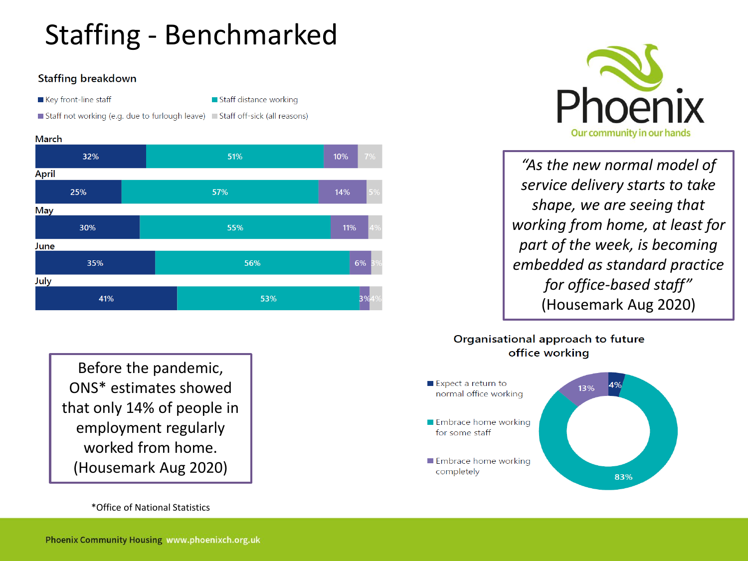# Staffing - Benchmarked

### Staffing breakdown

| Month | Key front-line staff | Staff distance working | Staff not working (e.g. due to furlough leave) | Staff off-sick (all reasons) |
|---|---|---|---|---|
| March | 32% | 51% | 10% | 7% |
| April | 25% | 57% | 14% | 5% |
| May | 30% | 55% | 11% | 4% |
| June | 35% | 56% | 6% | 3% |
| July | 41% | 53% | 3% | 4% |

*"As the new normal model of service delivery starts to take shape, we are seeing that working from home, at least for part of the week, is becoming embedded as standard practice for office-based staff"* (Housemark Aug 2020)

Before the pandemic, ONS* estimates showed that only 14% of people in employment regularly worked from home. (Housemark Aug 2020)

*Office of National Statistics

### Organisational approach to future office working

| Approach | % |
|---|---|
| Expect a return to normal office working | 4% |
| Embrace home working for some staff | 83% |
| Embrace home working completely | 13% |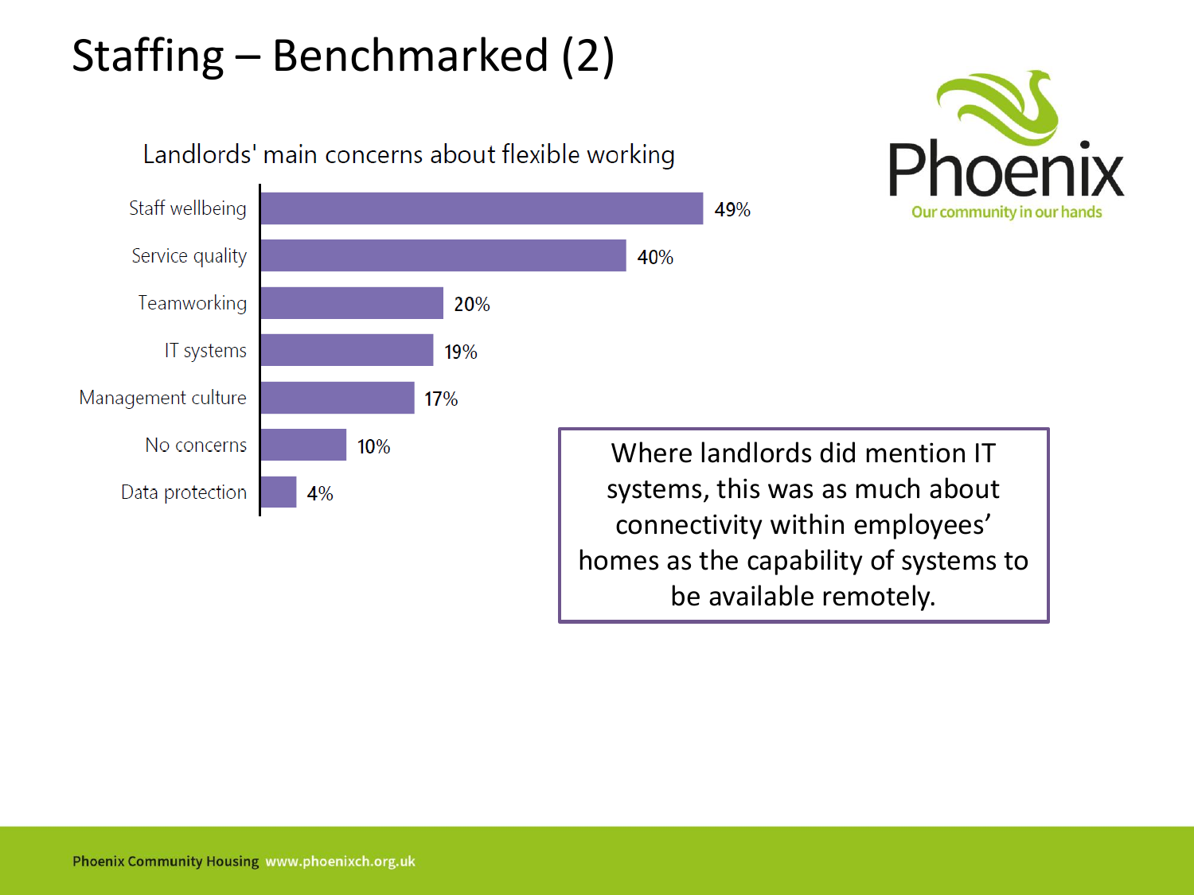# Staffing – Benchmarked (2)

Landlords' main concerns about flexible working

Staff wellbeing
49%
Service quality
40%
Teamworking
20%
IT systems
19%
Management culture
17%
No concerns
10%
Data protection
4%

Where landlords did mention IT systems, this was as much about connectivity within employees' homes as the capability of systems to be available remotely.